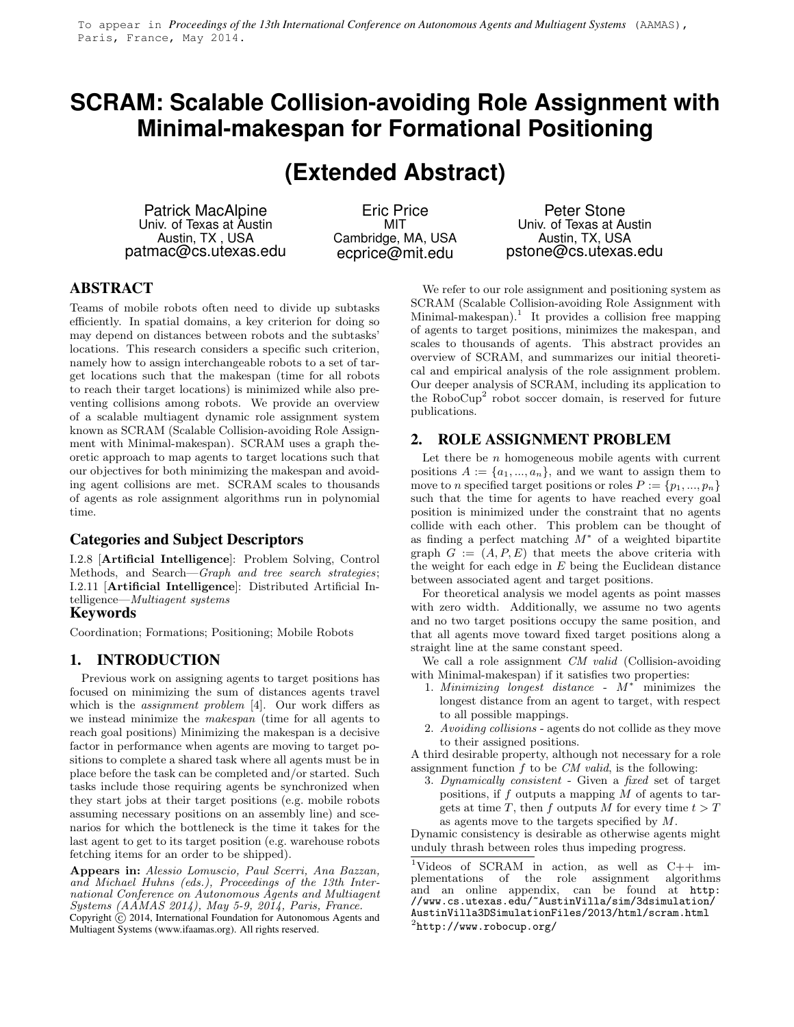To appear in *Proceedings of the 13th International Conference on Autonomous Agents and Multiagent Systems* (AAMAS), Paris, France, May 2014.

# SCRAM: Scalable Collision-avoiding Role Assignment with Minimal-makespan for Formational Positioning

# (Extended Abstract)

Patrick MacAlpine
Univ. of Texas at Austin
Austin, TX , USA
patmac@cs.utexas.edu

Eric Price
MIT
Cambridge, MA, USA
ecprice@mit.edu

Peter Stone
Univ. of Texas at Austin
Austin, TX, USA
pstone@cs.utexas.edu

## ABSTRACT

Teams of mobile robots often need to divide up subtasks efficiently. In spatial domains, a key criterion for doing so may depend on distances between robots and the subtasks' locations. This research considers a specific such criterion, namely how to assign interchangeable robots to a set of target locations such that the makespan (time for all robots to reach their target locations) is minimized while also preventing collisions among robots. We provide an overview of a scalable multiagent dynamic role assignment system known as SCRAM (Scalable Collision-avoiding Role Assignment with Minimal-makespan). SCRAM uses a graph theoretic approach to map agents to target locations such that our objectives for both minimizing the makespan and avoiding agent collisions are met. SCRAM scales to thousands of agents as role assignment algorithms run in polynomial time.

### Categories and Subject Descriptors

I.2.8 [**Artificial Intelligence**]: Problem Solving, Control Methods, and Search—*Graph and tree search strategies*; I.2.11 [**Artificial Intelligence**]: Distributed Artificial Intelligence—*Multiagent systems*

### Keywords

Coordination; Formations; Positioning; Mobile Robots

## 1. INTRODUCTION

Previous work on assigning agents to target positions has focused on minimizing the sum of distances agents travel which is the *assignment problem* [4]. Our work differs as we instead minimize the *makespan* (time for all agents to reach goal positions) Minimizing the makespan is a decisive factor in performance when agents are moving to target positions to complete a shared task where all agents must be in place before the task can be completed and/or started. Such tasks include those requiring agents be synchronized when they start jobs at their target positions (e.g. mobile robots assuming necessary positions on an assembly line) and scenarios for which the bottleneck is the time it takes for the last agent to get to its target position (e.g. warehouse robots fetching items for an order to be shipped).

**Appears in:** *Alessio Lomuscio, Paul Scerri, Ana Bazzan, and Michael Huhns (eds.), Proceedings of the 13th International Conference on Autonomous Agents and Multiagent Systems (AAMAS 2014), May 5-9, 2014, Paris, France.*
Copyright © 2014, International Foundation for Autonomous Agents and Multiagent Systems (www.ifaamas.org). All rights reserved.

We refer to our role assignment and positioning system as SCRAM (Scalable Collision-avoiding Role Assignment with Minimal-makespan).[1] It provides a collision free mapping of agents to target positions, minimizes the makespan, and scales to thousands of agents. This abstract provides an overview of SCRAM, and summarizes our initial theoretical and empirical analysis of the role assignment problem. Our deeper analysis of SCRAM, including its application to the RoboCup[2] robot soccer domain, is reserved for future publications.

## 2. ROLE ASSIGNMENT PROBLEM

Let there be $n$ homogeneous mobile agents with current positions $A := \{a_1, ..., a_n\}$, and we want to assign them to move to $n$ specified target positions or roles $P := \{p_1, ..., p_n\}$ such that the time for agents to have reached every goal position is minimized under the constraint that no agents collide with each other. This problem can be thought of as finding a perfect matching $M^*$ of a weighted bipartite graph $G := (A, P, E)$ that meets the above criteria with the weight for each edge in $E$ being the Euclidean distance between associated agent and target positions.

For theoretical analysis we model agents as point masses with zero width. Additionally, we assume no two agents and no two target positions occupy the same position, and that all agents move toward fixed target positions along a straight line at the same constant speed.

We call a role assignment *CM valid* (Collision-avoiding with Minimal-makespan) if it satisfies two properties:

1. *Minimizing longest distance* - $M^*$ minimizes the longest distance from an agent to target, with respect to all possible mappings.
2. *Avoiding collisions* - agents do not collide as they move to their assigned positions.

A third desirable property, although not necessary for a role assignment function $f$ to be *CM valid*, is the following:

3. *Dynamically consistent* - Given a *fixed* set of target positions, if $f$ outputs a mapping $M$ of agents to targets at time $T$, then $f$ outputs $M$ for every time $t > T$ as agents move to the targets specified by $M$.

Dynamic consistency is desirable as otherwise agents might unduly thrash between roles thus impeding progress.

[1] Videos of SCRAM in action, as well as C++ implementations of the role assignment algorithms and an online appendix, can be found at http://www.cs.utexas.edu/~AustinVilla/sim/3dsimulation/AustinVilla3DSimulationFiles/2013/html/scram.html

[2] http://www.robocup.org/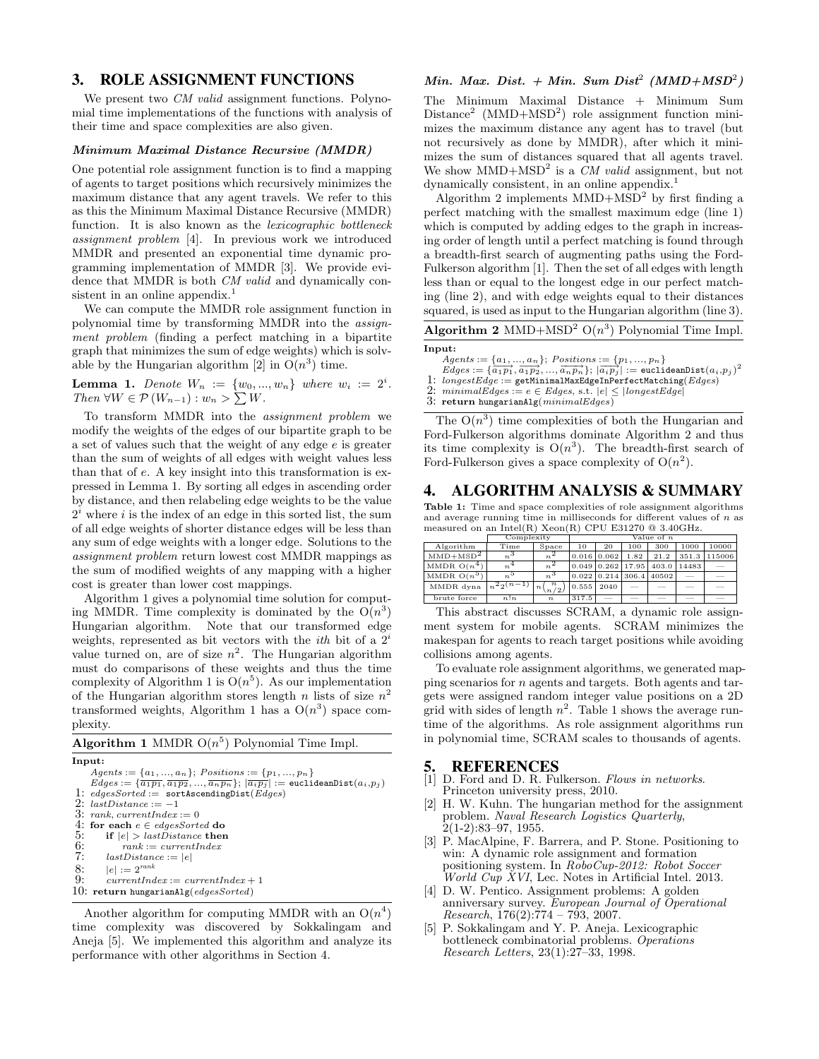## 3. ROLE ASSIGNMENT FUNCTIONS

We present two *CM valid* assignment functions. Polynomial time implementations of the functions with analysis of their time and space complexities are also given.

### *Minimum Maximal Distance Recursive (MMDR)*

One potential role assignment function is to find a mapping of agents to target positions which recursively minimizes the maximum distance that any agent travels. We refer to this as this the Minimum Maximal Distance Recursive (MMDR) function. It is also known as the *lexicographic bottleneck assignment problem* [4]. In previous work we introduced MMDR and presented an exponential time dynamic programming implementation of MMDR [3]. We provide evidence that MMDR is both *CM valid* and dynamically consistent in an online appendix.[1]

We can compute the MMDR role assignment function in polynomial time by transforming MMDR into the *assignment problem* (finding a perfect matching in a bipartite graph that minimizes the sum of edge weights) which is solvable by the Hungarian algorithm [2] in $O(n^3)$ time.

**Lemma 1.** *Denote* $W_n := \{w_0, ..., w_n\}$ *where* $w_i := 2^i$. *Then* $\forall W \in \mathcal{P}(W_{n-1}) : w_n > \sum W$.

To transform MMDR into the *assignment problem* we modify the weights of the edges of our bipartite graph to be a set of values such that the weight of any edge $e$ is greater than the sum of weights of all edges with weight values less than that of $e$. A key insight into this transformation is expressed in Lemma 1. By sorting all edges in ascending order by distance, and then relabeling edge weights to be the value $2^i$ where $i$ is the index of an edge in this sorted list, the sum of all edge weights of shorter distance edges will be less than any sum of edge weights with a longer edge. Solutions to the *assignment problem* return lowest cost MMDR mappings as the sum of modified weights of any mapping with a higher cost is greater than lower cost mappings.

Algorithm 1 gives a polynomial time solution for computing MMDR. Time complexity is dominated by the $O(n^3)$ Hungarian algorithm. Note that our transformed edge weights, represented as bit vectors with the *ith* bit of a $2^i$ value turned on, are of size $n^2$. The Hungarian algorithm must do comparisons of these weights and thus the time complexity of Algorithm 1 is $O(n^5)$. As our implementation of the Hungarian algorithm stores length $n$ lists of size $n^2$ transformed weights, Algorithm 1 has a $O(n^3)$ space complexity.

**Algorithm 1** MMDR $O(n^5)$ Polynomial Time Impl.

**Input:**
$Agents := \{a_1, ..., a_n\}$; $Positions := \{p_1, ..., p_n\}$
$Edges := \{\overrightarrow{a_1p_1}, \overrightarrow{a_1p_2}, ..., \overrightarrow{a_np_n}\}$; $|\overrightarrow{a_ip_j}| :=$ `euclideanDist`$(a_i, p_j)$

1: $edgesSorted :=$ `sortAscendingDist`$(Edges)$
2: $lastDistance := -1$
3: $rank, currentIndex := 0$
4: **for each** $e \in edgesSorted$ **do**
5: **if** $|e| > lastDistance$ **then**
6: $rank := currentIndex$
7: $lastDistance := |e|$
8: $|e| := 2^{rank}$
9: $currentIndex := currentIndex + 1$
10: **return** `hungarianAlg`$(edgesSorted)$

Another algorithm for computing MMDR with an $O(n^4)$ time complexity was discovered by Sokkalingam and Aneja [5]. We implemented this algorithm and analyze its performance with other algorithms in Section 4.

### *Min. Max. Dist. + Min. Sum Dist$^2$ (MMD+MSD$^2$)*

The Minimum Maximal Distance + Minimum Sum Distance$^2$ (MMD+MSD$^2$) role assignment function minimizes the maximum distance any agent has to travel (but not recursively as done by MMDR), after which it minimizes the sum of distances squared that all agents travel. We show MMD+MSD$^2$ is a *CM valid* assignment, but not dynamically consistent, in an online appendix.[1]

Algorithm 2 implements MMD+MSD$^2$ by first finding a perfect matching with the smallest maximum edge (line 1) which is computed by adding edges to the graph in increasing order of length until a perfect matching is found through a breadth-first search of augmenting paths using the Ford-Fulkerson algorithm [1]. Then the set of all edges with length less than or equal to the longest edge in our perfect matching (line 2), and with edge weights equal to their distances squared, is used as input to the Hungarian algorithm (line 3).

**Algorithm 2** MMD+MSD$^2$ $O(n^3)$ Polynomial Time Impl.

**Input:**
$Agents := \{a_1, ..., a_n\}$; $Positions := \{p_1, ..., p_n\}$
$Edges := \{\overrightarrow{a_1p_1}, \overrightarrow{a_1p_2}, ..., \overrightarrow{a_np_n}\}$; $|\overrightarrow{a_ip_j}| :=$ `euclideanDist`$(a_i, p_j)^2$

1: $longestEdge :=$ `getMinimalMaxEdgeInPerfectMatching`$(Edges)$
2: $minimalEdges := e \in Edges$, s.t. $|e| \leq |longestEdge|$
3: **return** `hungarianAlg`$(minimalEdges)$

The $O(n^3)$ time complexities of both the Hungarian and Ford-Fulkerson algorithms dominate Algorithm 2 and thus its time complexity is $O(n^3)$. The breadth-first search of Ford-Fulkerson gives a space complexity of $O(n^2)$.

## 4. ALGORITHM ANALYSIS & SUMMARY

**Table 1:** Time and space complexities of role assignment algorithms and average running time in milliseconds for different values of $n$ as measured on an Intel(R) Xeon(R) CPU E31270 @ 3.40GHz.

| | Complexity | | Value of $n$ | | | | | |
|---|---|---|---|---|---|---|---|---|
| Algorithm | Time | Space | 10 | 20 | 100 | 300 | 1000 | 10000 |
| MMD+MSD$^2$ | $n^3$ | $n^2$ | 0.016 | 0.062 | 1.82 | 21.2 | 351.3 | 115006 |
| MMDR $O(n^4)$ | $n^4$ | $n^2$ | 0.049 | 0.262 | 17.95 | 403.0 | 14483 | — |
| MMDR $O(n^5)$ | $n^5$ | $n^3$ | 0.022 | 0.214 | 306.4 | 40502 | — | — |
| MMDR dyna | $n^2 2^{(n-1)}$ | $n\binom{n}{n/2}$ | 0.555 | 2040 | — | — | — | — |
| brute force | $n!n$ | $n$ | 317.5 | — | — | — | — | — |

This abstract discusses SCRAM, a dynamic role assignment system for mobile agents. SCRAM minimizes the makespan for agents to reach target positions while avoiding collisions among agents.

To evaluate role assignment algorithms, we generated mapping scenarios for $n$ agents and targets. Both agents and targets were assigned random integer value positions on a 2D grid with sides of length $n^2$. Table 1 shows the average runtime of the algorithms. As role assignment algorithms run in polynomial time, SCRAM scales to thousands of agents.

## 5. REFERENCES

[1] D. Ford and D. R. Fulkerson. *Flows in networks*. Princeton university press, 2010.

[2] H. W. Kuhn. The hungarian method for the assignment problem. *Naval Research Logistics Quarterly*, 2(1-2):83–97, 1955.

[3] P. MacAlpine, F. Barrera, and P. Stone. Positioning to win: A dynamic role assignment and formation positioning system. In *RoboCup-2012: Robot Soccer World Cup XVI*, Lec. Notes in Artificial Intel. 2013.

[4] D. W. Pentico. Assignment problems: A golden anniversary survey. *European Journal of Operational Research*, 176(2):774 – 793, 2007.

[5] P. Sokkalingam and Y. P. Aneja. Lexicographic bottleneck combinatorial problems. *Operations Research Letters*, 23(1):27–33, 1998.